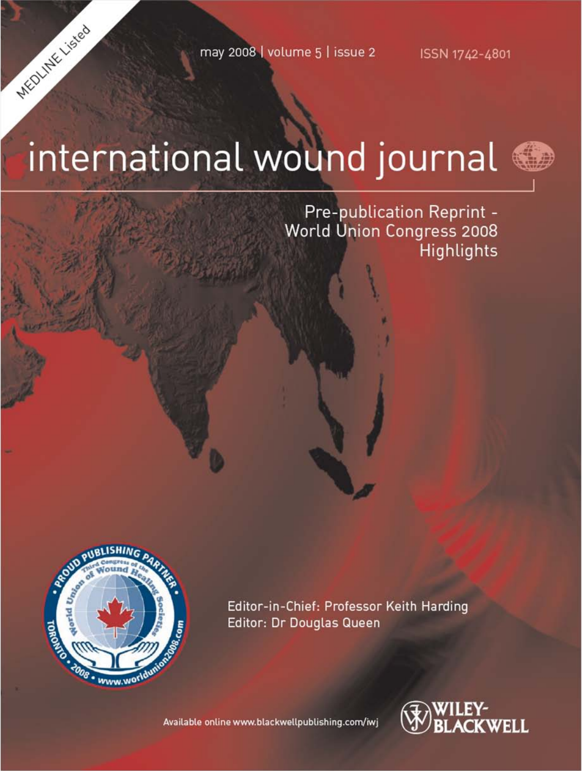MEDLINE Listed

may 2008 | volume 5 | issue 2

ISSN 1742-4801

# international wound journal

Pre-publication Reprint - World Union Congress 2008 Highlights

PROUD PUBLISHING PARTNER • Third Congress of the World Union of Wound Healing Societies • TORONTO • 2008 • www.worldunion2008.com

Editor-in-Chief: Professor Keith Harding

Editor: Dr Douglas Queen

Available online www.blackwellpublishing.com/iwj

WILEY-BLACKWELL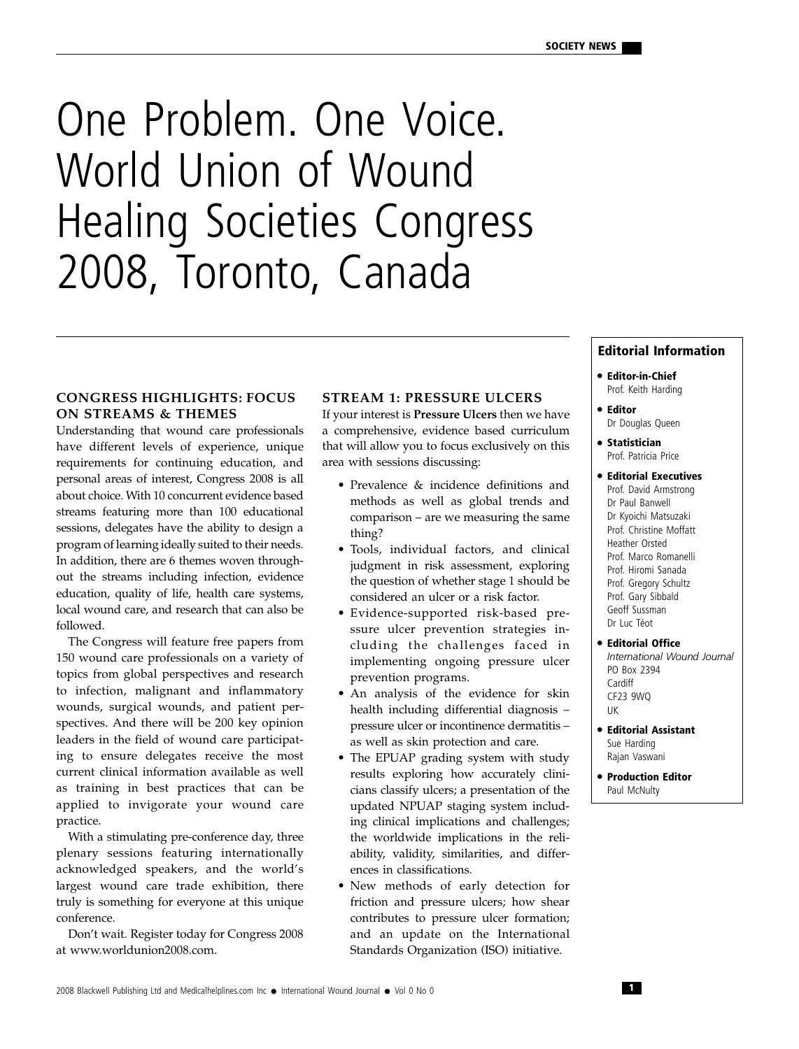# One Problem. One Voice. World Union of Wound Healing Societies Congress 2008, Toronto, Canada

## CONGRESS HIGHLIGHTS: FOCUS ON STREAMS & THEMES

Understanding that wound care professionals have different levels of experience, unique requirements for continuing education, and personal areas of interest, Congress 2008 is all about choice. With 10 concurrent evidence based streams featuring more than 100 educational sessions, delegates have the ability to design a program of learning ideally suited to their needs. In addition, there are 6 themes woven throughout the streams including infection, evidence education, quality of life, health care systems, local wound care, and research that can also be followed.

The Congress will feature free papers from 150 wound care professionals on a variety of topics from global perspectives and research to infection, malignant and inflammatory wounds, surgical wounds, and patient perspectives. And there will be 200 key opinion leaders in the field of wound care participating to ensure delegates receive the most current clinical information available as well as training in best practices that can be applied to invigorate your wound care practice.

With a stimulating pre-conference day, three plenary sessions featuring internationally acknowledged speakers, and the world's largest wound care trade exhibition, there truly is something for everyone at this unique conference.

Don't wait. Register today for Congress 2008 at www.worldunion2008.com.

## STREAM 1: PRESSURE ULCERS

If your interest is **Pressure Ulcers** then we have a comprehensive, evidence based curriculum that will allow you to focus exclusively on this area with sessions discussing:

- Prevalence & incidence definitions and methods as well as global trends and comparison – are we measuring the same thing?
- Tools, individual factors, and clinical judgment in risk assessment, exploring the question of whether stage 1 should be considered an ulcer or a risk factor.
- Evidence-supported risk-based pressure ulcer prevention strategies including the challenges faced in implementing ongoing pressure ulcer prevention programs.
- An analysis of the evidence for skin health including differential diagnosis – pressure ulcer or incontinence dermatitis – as well as skin protection and care.
- The EPUAP grading system with study results exploring how accurately clinicians classify ulcers; a presentation of the updated NPUAP staging system including clinical implications and challenges; the worldwide implications in the reliability, validity, similarities, and differences in classifications.
- New methods of early detection for friction and pressure ulcers; how shear contributes to pressure ulcer formation; and an update on the International Standards Organization (ISO) initiative.

## Editorial Information

- **Editor-in-Chief**
  Prof. Keith Harding
- **Editor**
  Dr Douglas Queen
- **Statistician**
  Prof. Patricia Price
- **Editorial Executives**
  Prof. David Armstrong
  Dr Paul Banwell
  Dr Kyoichi Matsuzaki
  Prof. Christine Moffatt
  Heather Orsted
  Prof. Marco Romanelli
  Prof. Hiromi Sanada
  Prof. Gregory Schultz
  Prof. Gary Sibbald
  Geoff Sussman
  Dr Luc Téot
- **Editorial Office**
  *International Wound Journal*
  PO Box 2394
  Cardiff
  CF23 9WQ
  UK
- **Editorial Assistant**
  Sue Harding
  Rajan Vaswani
- **Production Editor**
  Paul McNulty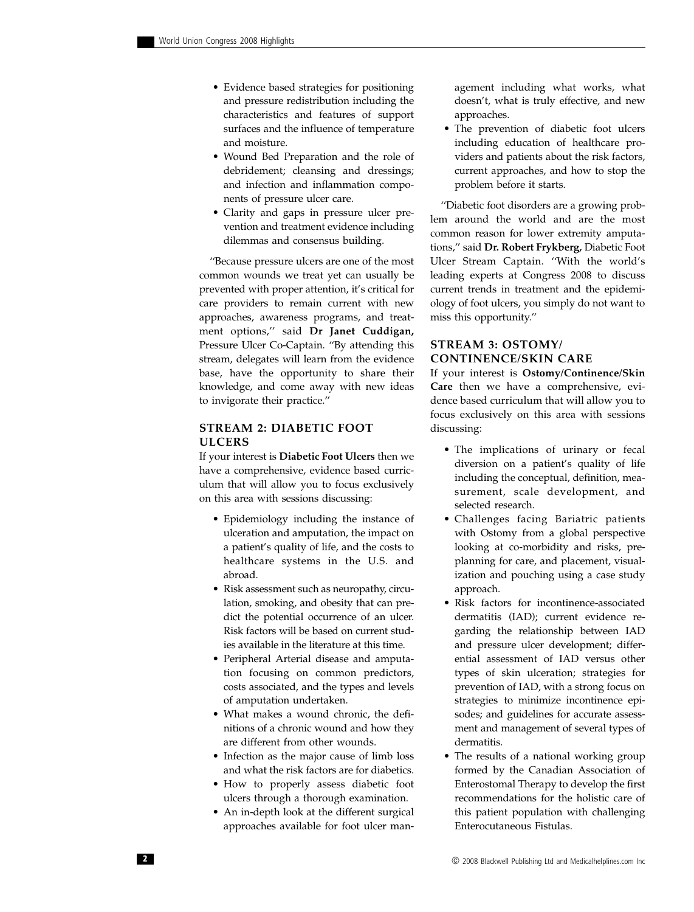- Evidence based strategies for positioning and pressure redistribution including the characteristics and features of support surfaces and the influence of temperature and moisture.
- Wound Bed Preparation and the role of debridement; cleansing and dressings; and infection and inflammation components of pressure ulcer care.
- Clarity and gaps in pressure ulcer prevention and treatment evidence including dilemmas and consensus building.

''Because pressure ulcers are one of the most common wounds we treat yet can usually be prevented with proper attention, it's critical for care providers to remain current with new approaches, awareness programs, and treatment options,'' said **Dr Janet Cuddigan,** Pressure Ulcer Co-Captain. ''By attending this stream, delegates will learn from the evidence base, have the opportunity to share their knowledge, and come away with new ideas to invigorate their practice.''

## STREAM 2: DIABETIC FOOT ULCERS

If your interest is **Diabetic Foot Ulcers** then we have a comprehensive, evidence based curriculum that will allow you to focus exclusively on this area with sessions discussing:

- Epidemiology including the instance of ulceration and amputation, the impact on a patient's quality of life, and the costs to healthcare systems in the U.S. and abroad.
- Risk assessment such as neuropathy, circulation, smoking, and obesity that can predict the potential occurrence of an ulcer. Risk factors will be based on current studies available in the literature at this time.
- Peripheral Arterial disease and amputation focusing on common predictors, costs associated, and the types and levels of amputation undertaken.
- What makes a wound chronic, the definitions of a chronic wound and how they are different from other wounds.
- Infection as the major cause of limb loss and what the risk factors are for diabetics.
- How to properly assess diabetic foot ulcers through a thorough examination.
- An in-depth look at the different surgical approaches available for foot ulcer management including what works, what doesn't, what is truly effective, and new approaches.
- The prevention of diabetic foot ulcers including education of healthcare providers and patients about the risk factors, current approaches, and how to stop the problem before it starts.

''Diabetic foot disorders are a growing problem around the world and are the most common reason for lower extremity amputations,'' said **Dr. Robert Frykberg,** Diabetic Foot Ulcer Stream Captain. ''With the world's leading experts at Congress 2008 to discuss current trends in treatment and the epidemiology of foot ulcers, you simply do not want to miss this opportunity.''

## STREAM 3: OSTOMY/ CONTINENCE/SKIN CARE

If your interest is **Ostomy/Continence/Skin Care** then we have a comprehensive, evidence based curriculum that will allow you to focus exclusively on this area with sessions discussing:

- The implications of urinary or fecal diversion on a patient's quality of life including the conceptual, definition, measurement, scale development, and selected research.
- Challenges facing Bariatric patients with Ostomy from a global perspective looking at co-morbidity and risks, preplanning for care, and placement, visualization and pouching using a case study approach.
- Risk factors for incontinence-associated dermatitis (IAD); current evidence regarding the relationship between IAD and pressure ulcer development; differential assessment of IAD versus other types of skin ulceration; strategies for prevention of IAD, with a strong focus on strategies to minimize incontinence episodes; and guidelines for accurate assessment and management of several types of dermatitis.
- The results of a national working group formed by the Canadian Association of Enterostomal Therapy to develop the first recommendations for the holistic care of this patient population with challenging Enterocutaneous Fistulas.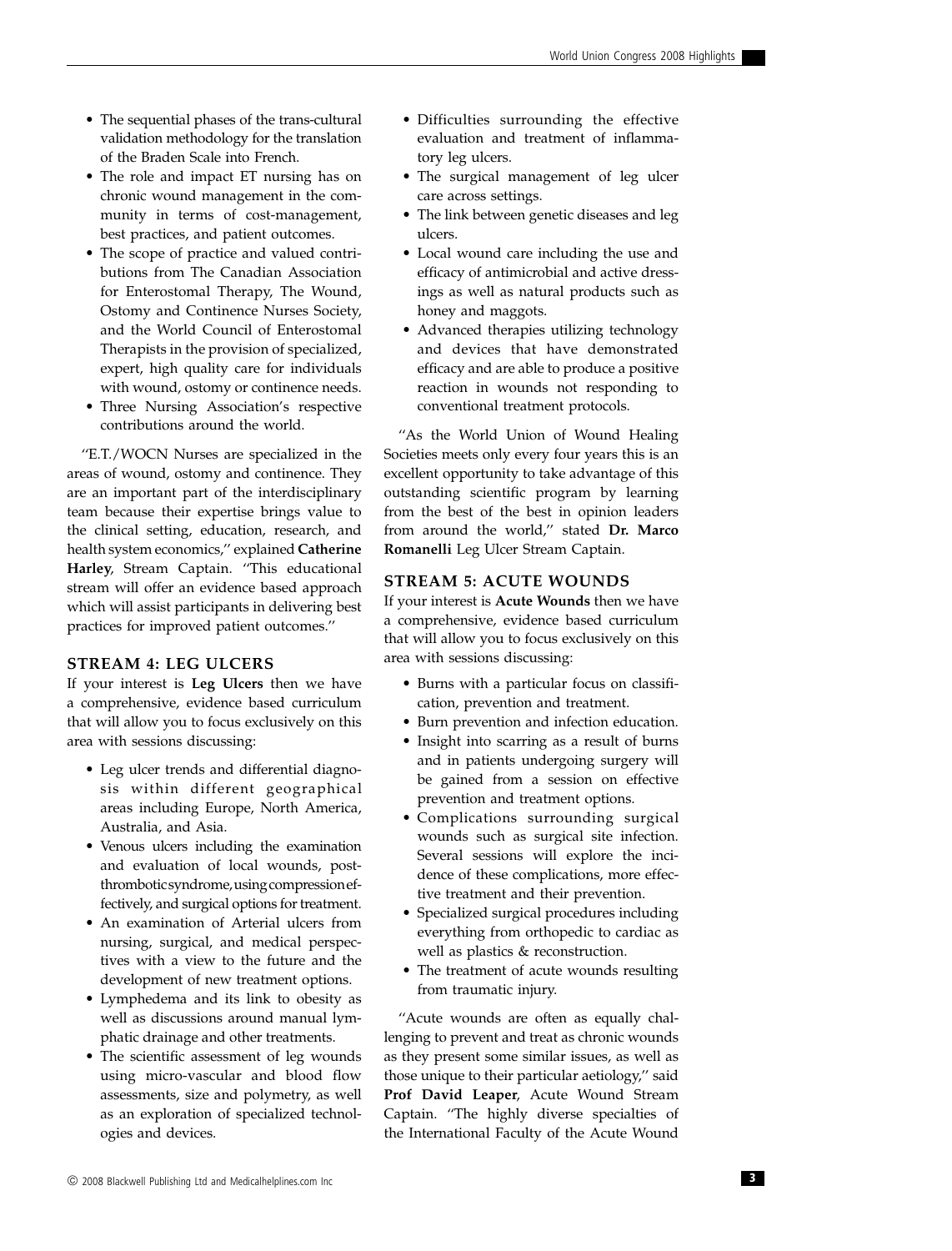- The sequential phases of the trans-cultural validation methodology for the translation of the Braden Scale into French.
- The role and impact ET nursing has on chronic wound management in the community in terms of cost-management, best practices, and patient outcomes.
- The scope of practice and valued contributions from The Canadian Association for Enterostomal Therapy, The Wound, Ostomy and Continence Nurses Society, and the World Council of Enterostomal Therapists in the provision of specialized, expert, high quality care for individuals with wound, ostomy or continence needs.
- Three Nursing Association's respective contributions around the world.

''E.T./WOCN Nurses are specialized in the areas of wound, ostomy and continence. They are an important part of the interdisciplinary team because their expertise brings value to the clinical setting, education, research, and health system economics,'' explained **Catherine Harley**, Stream Captain. ''This educational stream will offer an evidence based approach which will assist participants in delivering best practices for improved patient outcomes.''

### STREAM 4: LEG ULCERS

If your interest is **Leg Ulcers** then we have a comprehensive, evidence based curriculum that will allow you to focus exclusively on this area with sessions discussing:

- Leg ulcer trends and differential diagnosis within different geographical areas including Europe, North America, Australia, and Asia.
- Venous ulcers including the examination and evaluation of local wounds, post-thrombotic syndrome, using compression effectively, and surgical options for treatment.
- An examination of Arterial ulcers from nursing, surgical, and medical perspectives with a view to the future and the development of new treatment options.
- Lymphedema and its link to obesity as well as discussions around manual lymphatic drainage and other treatments.
- The scientific assessment of leg wounds using micro-vascular and blood flow assessments, size and polymetry, as well as an exploration of specialized technologies and devices.
- Difficulties surrounding the effective evaluation and treatment of inflammatory leg ulcers.
- The surgical management of leg ulcer care across settings.
- The link between genetic diseases and leg ulcers.
- Local wound care including the use and efficacy of antimicrobial and active dressings as well as natural products such as honey and maggots.
- Advanced therapies utilizing technology and devices that have demonstrated efficacy and are able to produce a positive reaction in wounds not responding to conventional treatment protocols.

''As the World Union of Wound Healing Societies meets only every four years this is an excellent opportunity to take advantage of this outstanding scientific program by learning from the best of the best in opinion leaders from around the world,'' stated **Dr. Marco Romanelli** Leg Ulcer Stream Captain.

### STREAM 5: ACUTE WOUNDS

If your interest is **Acute Wounds** then we have a comprehensive, evidence based curriculum that will allow you to focus exclusively on this area with sessions discussing:

- Burns with a particular focus on classification, prevention and treatment.
- Burn prevention and infection education.
- Insight into scarring as a result of burns and in patients undergoing surgery will be gained from a session on effective prevention and treatment options.
- Complications surrounding surgical wounds such as surgical site infection. Several sessions will explore the incidence of these complications, more effective treatment and their prevention.
- Specialized surgical procedures including everything from orthopedic to cardiac as well as plastics & reconstruction.
- The treatment of acute wounds resulting from traumatic injury.

''Acute wounds are often as equally challenging to prevent and treat as chronic wounds as they present some similar issues, as well as those unique to their particular aetiology,'' said **Prof David Leaper**, Acute Wound Stream Captain. ''The highly diverse specialties of the International Faculty of the Acute Wound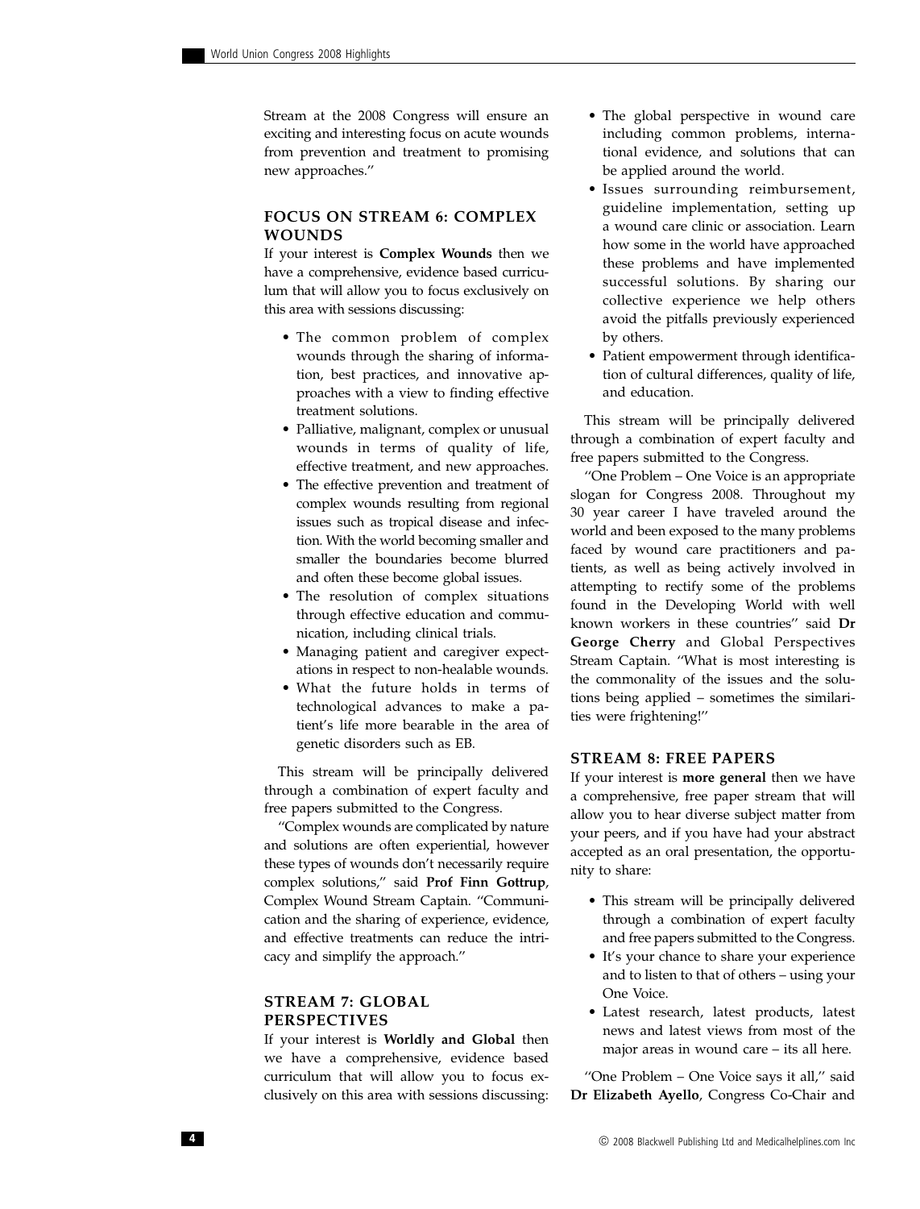Stream at the 2008 Congress will ensure an exciting and interesting focus on acute wounds from prevention and treatment to promising new approaches.''

### FOCUS ON STREAM 6: COMPLEX WOUNDS

If your interest is **Complex Wounds** then we have a comprehensive, evidence based curriculum that will allow you to focus exclusively on this area with sessions discussing:

- The common problem of complex wounds through the sharing of information, best practices, and innovative approaches with a view to finding effective treatment solutions.
- Palliative, malignant, complex or unusual wounds in terms of quality of life, effective treatment, and new approaches.
- The effective prevention and treatment of complex wounds resulting from regional issues such as tropical disease and infection. With the world becoming smaller and smaller the boundaries become blurred and often these become global issues.
- The resolution of complex situations through effective education and communication, including clinical trials.
- Managing patient and caregiver expectations in respect to non-healable wounds.
- What the future holds in terms of technological advances to make a patient's life more bearable in the area of genetic disorders such as EB.

This stream will be principally delivered through a combination of expert faculty and free papers submitted to the Congress.

''Complex wounds are complicated by nature and solutions are often experiential, however these types of wounds don't necessarily require complex solutions,'' said **Prof Finn Gottrup**, Complex Wound Stream Captain. ''Communication and the sharing of experience, evidence, and effective treatments can reduce the intricacy and simplify the approach.''

### STREAM 7: GLOBAL PERSPECTIVES

If your interest is **Worldly and Global** then we have a comprehensive, evidence based curriculum that will allow you to focus exclusively on this area with sessions discussing:

- The global perspective in wound care including common problems, international evidence, and solutions that can be applied around the world.
- Issues surrounding reimbursement, guideline implementation, setting up a wound care clinic or association. Learn how some in the world have approached these problems and have implemented successful solutions. By sharing our collective experience we help others avoid the pitfalls previously experienced by others.
- Patient empowerment through identification of cultural differences, quality of life, and education.

This stream will be principally delivered through a combination of expert faculty and free papers submitted to the Congress.

''One Problem – One Voice is an appropriate slogan for Congress 2008. Throughout my 30 year career I have traveled around the world and been exposed to the many problems faced by wound care practitioners and patients, as well as being actively involved in attempting to rectify some of the problems found in the Developing World with well known workers in these countries'' said **Dr George Cherry** and Global Perspectives Stream Captain. ''What is most interesting is the commonality of the issues and the solutions being applied – sometimes the similarities were frightening!''

### STREAM 8: FREE PAPERS

If your interest is **more general** then we have a comprehensive, free paper stream that will allow you to hear diverse subject matter from your peers, and if you have had your abstract accepted as an oral presentation, the opportunity to share:

- This stream will be principally delivered through a combination of expert faculty and free papers submitted to the Congress.
- It's your chance to share your experience and to listen to that of others – using your One Voice.
- Latest research, latest products, latest news and latest views from most of the major areas in wound care – its all here.

''One Problem – One Voice says it all,'' said **Dr Elizabeth Ayello**, Congress Co-Chair and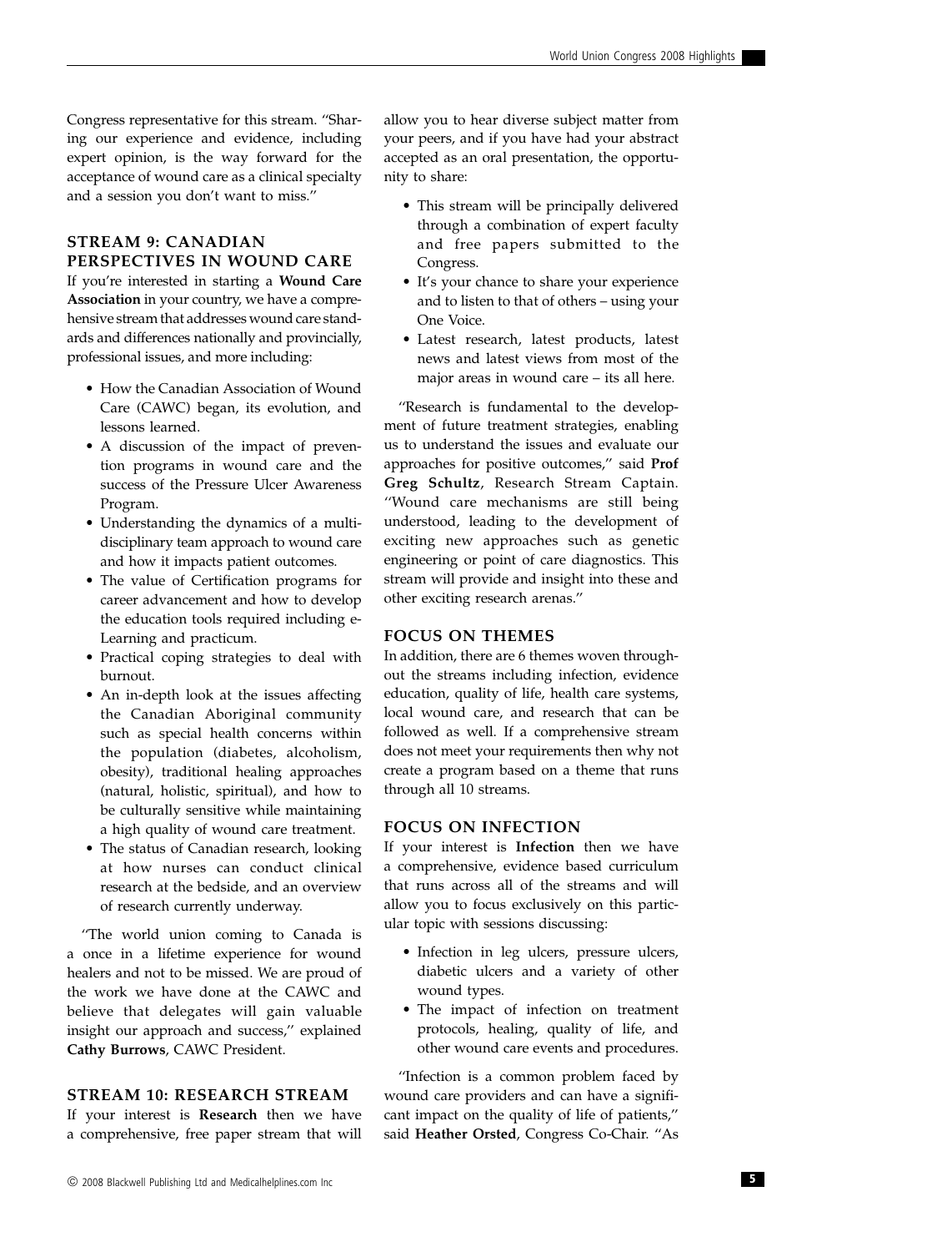Congress representative for this stream. "Sharing our experience and evidence, including expert opinion, is the way forward for the acceptance of wound care as a clinical specialty and a session you don't want to miss."

### STREAM 9: CANADIAN PERSPECTIVES IN WOUND CARE

If you're interested in starting a **Wound Care Association** in your country, we have a comprehensive stream that addresses wound care standards and differences nationally and provincially, professional issues, and more including:

- How the Canadian Association of Wound Care (CAWC) began, its evolution, and lessons learned.
- A discussion of the impact of prevention programs in wound care and the success of the Pressure Ulcer Awareness Program.
- Understanding the dynamics of a multidisciplinary team approach to wound care and how it impacts patient outcomes.
- The value of Certification programs for career advancement and how to develop the education tools required including e-Learning and practicum.
- Practical coping strategies to deal with burnout.
- An in-depth look at the issues affecting the Canadian Aboriginal community such as special health concerns within the population (diabetes, alcoholism, obesity), traditional healing approaches (natural, holistic, spiritual), and how to be culturally sensitive while maintaining a high quality of wound care treatment.
- The status of Canadian research, looking at how nurses can conduct clinical research at the bedside, and an overview of research currently underway.

"The world union coming to Canada is a once in a lifetime experience for wound healers and not to be missed. We are proud of the work we have done at the CAWC and believe that delegates will gain valuable insight our approach and success," explained **Cathy Burrows**, CAWC President.

### STREAM 10: RESEARCH STREAM

If your interest is **Research** then we have a comprehensive, free paper stream that will allow you to hear diverse subject matter from your peers, and if you have had your abstract accepted as an oral presentation, the opportunity to share:

- This stream will be principally delivered through a combination of expert faculty and free papers submitted to the Congress.
- It's your chance to share your experience and to listen to that of others – using your One Voice.
- Latest research, latest products, latest news and latest views from most of the major areas in wound care – its all here.

"Research is fundamental to the development of future treatment strategies, enabling us to understand the issues and evaluate our approaches for positive outcomes," said **Prof Greg Schultz**, Research Stream Captain. "Wound care mechanisms are still being understood, leading to the development of exciting new approaches such as genetic engineering or point of care diagnostics. This stream will provide and insight into these and other exciting research arenas."

### FOCUS ON THEMES

In addition, there are 6 themes woven throughout the streams including infection, evidence education, quality of life, health care systems, local wound care, and research that can be followed as well. If a comprehensive stream does not meet your requirements then why not create a program based on a theme that runs through all 10 streams.

### FOCUS ON INFECTION

If your interest is **Infection** then we have a comprehensive, evidence based curriculum that runs across all of the streams and will allow you to focus exclusively on this particular topic with sessions discussing:

- Infection in leg ulcers, pressure ulcers, diabetic ulcers and a variety of other wound types.
- The impact of infection on treatment protocols, healing, quality of life, and other wound care events and procedures.

"Infection is a common problem faced by wound care providers and can have a significant impact on the quality of life of patients," said **Heather Orsted**, Congress Co-Chair. "As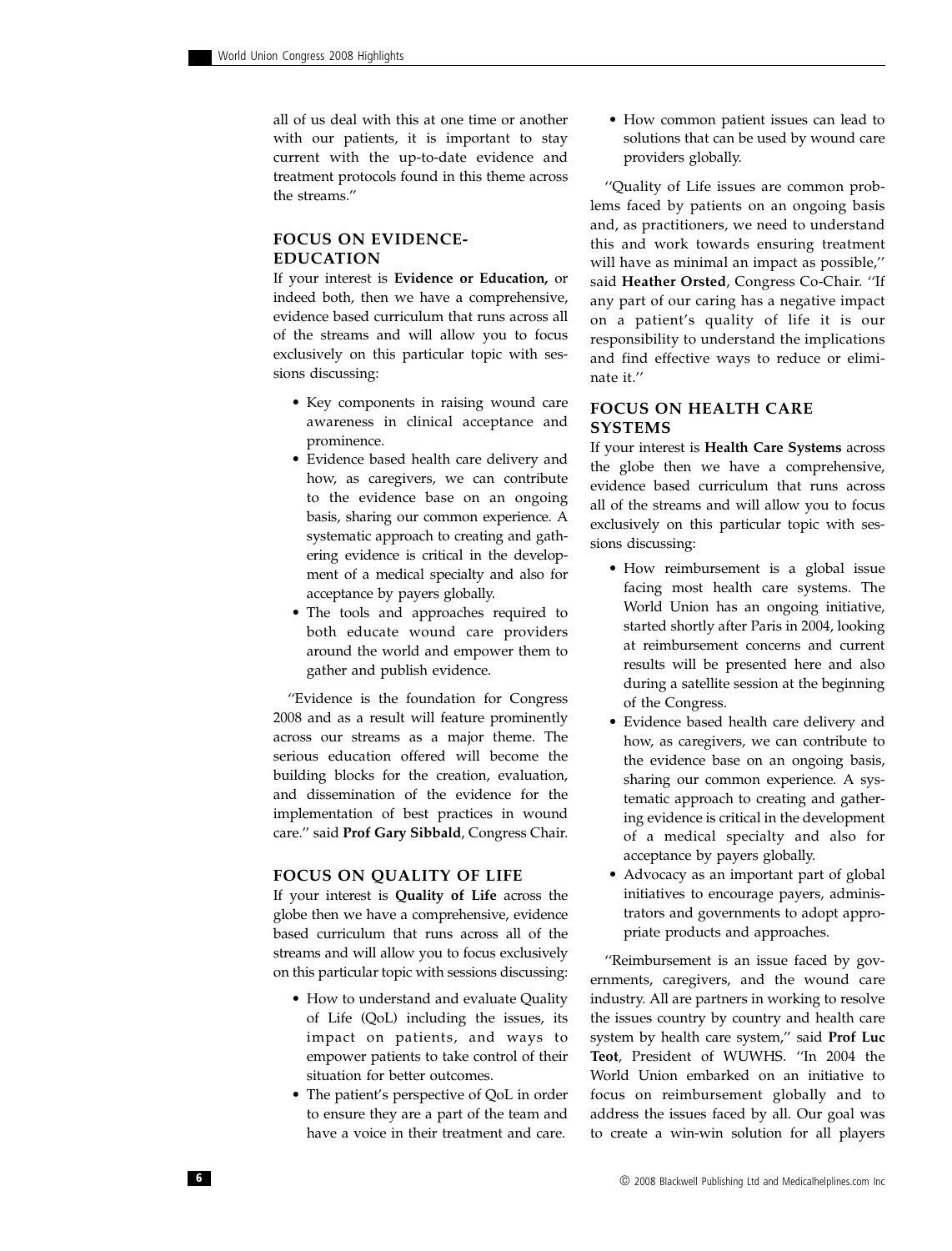all of us deal with this at one time or another with our patients, it is important to stay current with the up-to-date evidence and treatment protocols found in this theme across the streams.''

## FOCUS ON EVIDENCE-EDUCATION

If your interest is **Evidence or Education,** or indeed both, then we have a comprehensive, evidence based curriculum that runs across all of the streams and will allow you to focus exclusively on this particular topic with sessions discussing:

- Key components in raising wound care awareness in clinical acceptance and prominence.
- Evidence based health care delivery and how, as caregivers, we can contribute to the evidence base on an ongoing basis, sharing our common experience. A systematic approach to creating and gathering evidence is critical in the development of a medical specialty and also for acceptance by payers globally.
- The tools and approaches required to both educate wound care providers around the world and empower them to gather and publish evidence.

''Evidence is the foundation for Congress 2008 and as a result will feature prominently across our streams as a major theme. The serious education offered will become the building blocks for the creation, evaluation, and dissemination of the evidence for the implementation of best practices in wound care.'' said **Prof Gary Sibbald**, Congress Chair.

## FOCUS ON QUALITY OF LIFE

If your interest is **Quality of Life** across the globe then we have a comprehensive, evidence based curriculum that runs across all of the streams and will allow you to focus exclusively on this particular topic with sessions discussing:

- How to understand and evaluate Quality of Life (QoL) including the issues, its impact on patients, and ways to empower patients to take control of their situation for better outcomes.
- The patient's perspective of QoL in order to ensure they are a part of the team and have a voice in their treatment and care.
- How common patient issues can lead to solutions that can be used by wound care providers globally.

''Quality of Life issues are common problems faced by patients on an ongoing basis and, as practitioners, we need to understand this and work towards ensuring treatment will have as minimal an impact as possible,'' said **Heather Orsted**, Congress Co-Chair. ''If any part of our caring has a negative impact on a patient's quality of life it is our responsibility to understand the implications and find effective ways to reduce or eliminate it.''

## FOCUS ON HEALTH CARE SYSTEMS

If your interest is **Health Care Systems** across the globe then we have a comprehensive, evidence based curriculum that runs across all of the streams and will allow you to focus exclusively on this particular topic with sessions discussing:

- How reimbursement is a global issue facing most health care systems. The World Union has an ongoing initiative, started shortly after Paris in 2004, looking at reimbursement concerns and current results will be presented here and also during a satellite session at the beginning of the Congress.
- Evidence based health care delivery and how, as caregivers, we can contribute to the evidence base on an ongoing basis, sharing our common experience. A systematic approach to creating and gathering evidence is critical in the development of a medical specialty and also for acceptance by payers globally.
- Advocacy as an important part of global initiatives to encourage payers, administrators and governments to adopt appropriate products and approaches.

''Reimbursement is an issue faced by governments, caregivers, and the wound care industry. All are partners in working to resolve the issues country by country and health care system by health care system,'' said **Prof Luc Teot**, President of WUWHS. ''In 2004 the World Union embarked on an initiative to focus on reimbursement globally and to address the issues faced by all. Our goal was to create a win-win solution for all players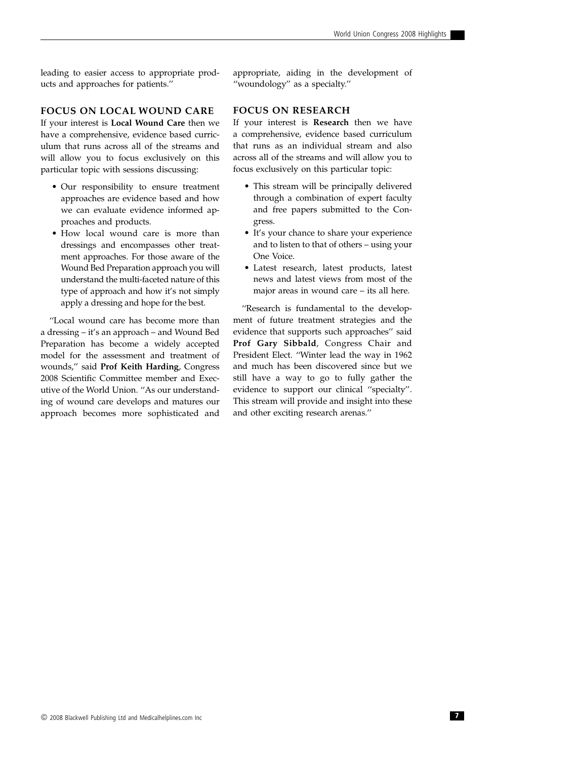leading to easier access to appropriate products and approaches for patients.''

## FOCUS ON LOCAL WOUND CARE

If your interest is **Local Wound Care** then we have a comprehensive, evidence based curriculum that runs across all of the streams and will allow you to focus exclusively on this particular topic with sessions discussing:

- Our responsibility to ensure treatment approaches are evidence based and how we can evaluate evidence informed approaches and products.
- How local wound care is more than dressings and encompasses other treatment approaches. For those aware of the Wound Bed Preparation approach you will understand the multi-faceted nature of this type of approach and how it's not simply apply a dressing and hope for the best.

''Local wound care has become more than a dressing – it's an approach – and Wound Bed Preparation has become a widely accepted model for the assessment and treatment of wounds,'' said **Prof Keith Harding**, Congress 2008 Scientific Committee member and Executive of the World Union. ''As our understanding of wound care develops and matures our approach becomes more sophisticated and appropriate, aiding in the development of ''woundology'' as a specialty.''

## FOCUS ON RESEARCH

If your interest is **Research** then we have a comprehensive, evidence based curriculum that runs as an individual stream and also across all of the streams and will allow you to focus exclusively on this particular topic:

- This stream will be principally delivered through a combination of expert faculty and free papers submitted to the Congress.
- It's your chance to share your experience and to listen to that of others – using your One Voice.
- Latest research, latest products, latest news and latest views from most of the major areas in wound care – its all here.

''Research is fundamental to the development of future treatment strategies and the evidence that supports such approaches'' said **Prof Gary Sibbald**, Congress Chair and President Elect. ''Winter lead the way in 1962 and much has been discovered since but we still have a way to go to fully gather the evidence to support our clinical ''specialty''. This stream will provide and insight into these and other exciting research arenas.''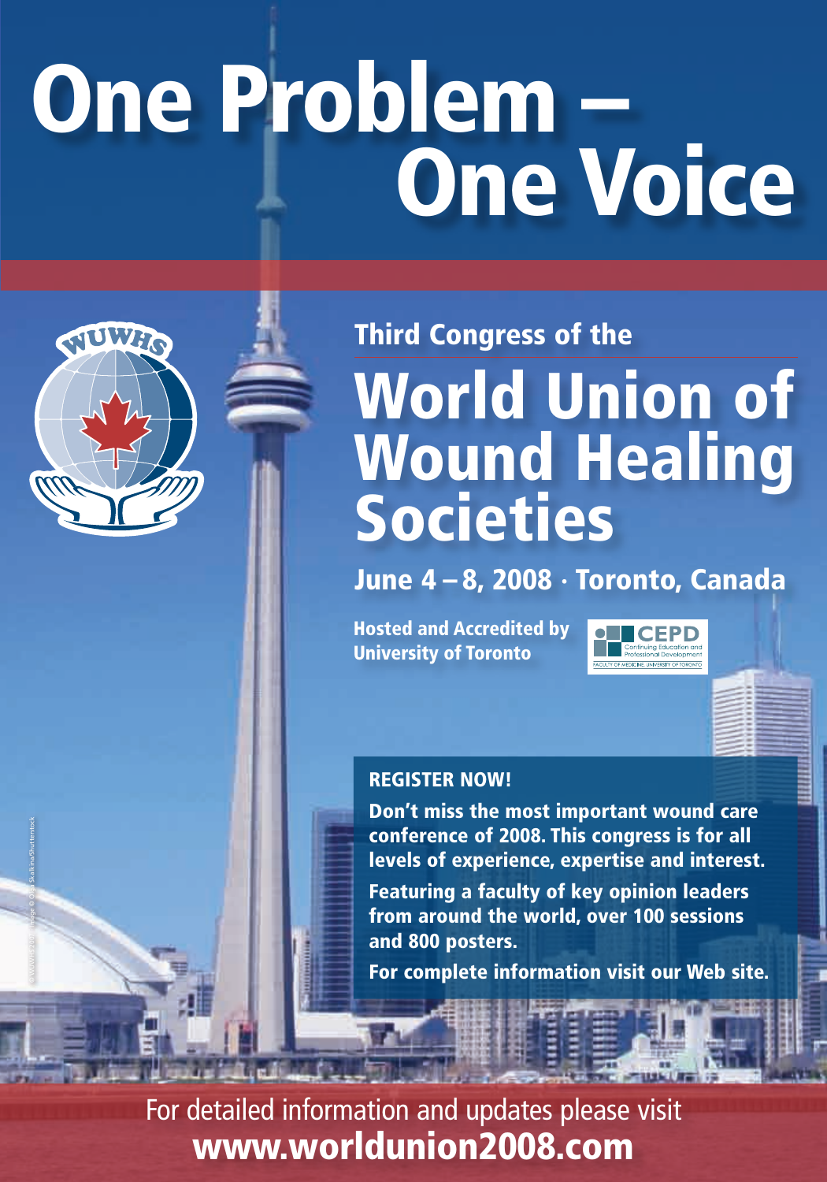# One Problem – One Voice

Third Congress of the

## World Union of Wound Healing Societies

**June 4 – 8, 2008 · Toronto, Canada**

**Hosted and Accredited by University of Toronto**

CEPD Continuing Education and Professional Development
FACULTY OF MEDICINE, UNIVERSITY OF TORONTO

**REGISTER NOW!**

**Don't miss the most important wound care conference of 2008. This congress is for all levels of experience, expertise and interest.**

**Featuring a faculty of key opinion leaders from around the world, over 100 sessions and 800 posters.**

**For complete information visit our Web site.**

For detailed information and updates please visit
**www.worldunion2008.com**